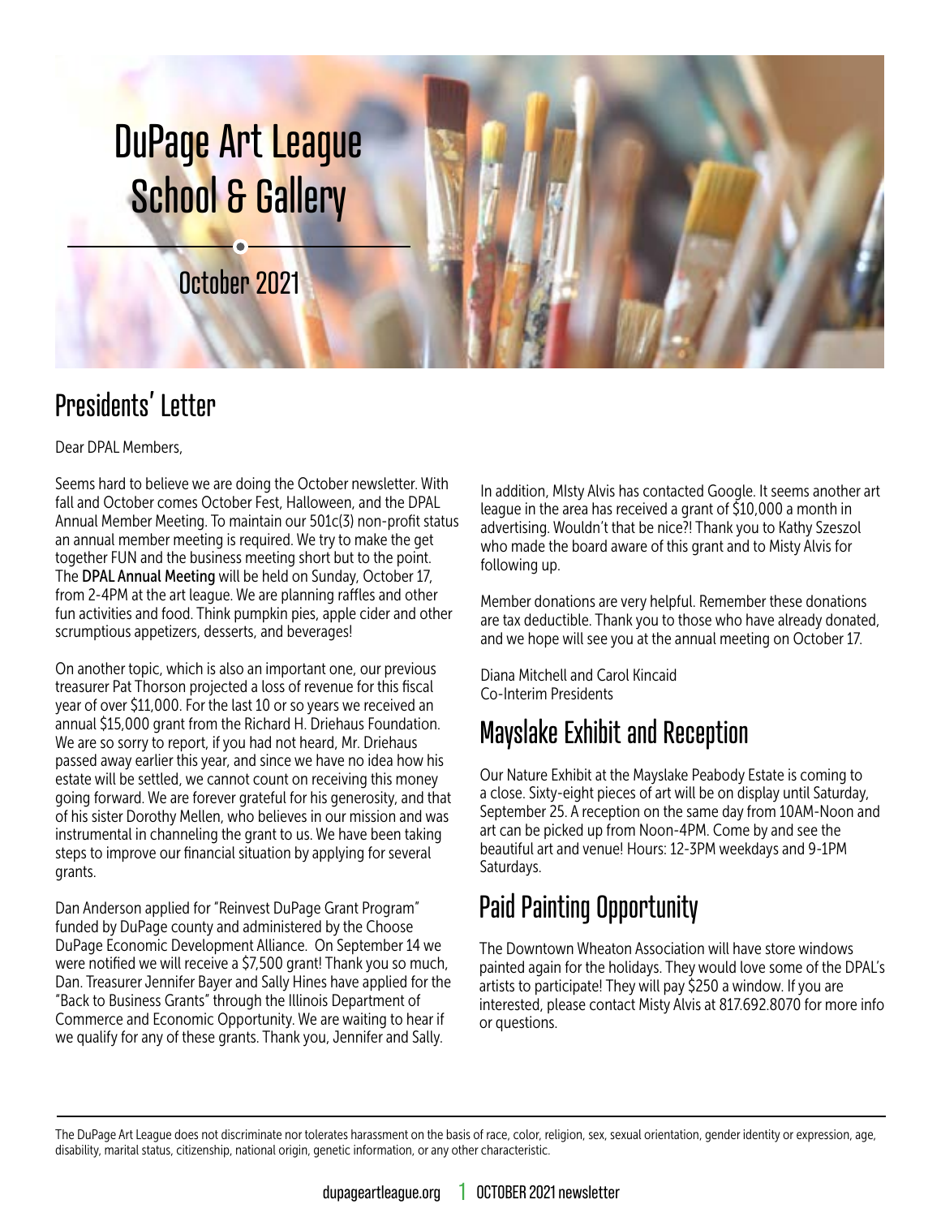# DuPage Art League School & Gallery

October 2021

## Presidents' Letter

Dear DPAL Members,

Seems hard to believe we are doing the October newsletter. With fall and October comes October Fest, Halloween, and the DPAL Annual Member Meeting. To maintain our 501c(3) non-profit status an annual member meeting is required. We try to make the get together FUN and the business meeting short but to the point. The **DPAL Annual Meeting** will be held on Sunday, October 17, from 2-4PM at the art league. We are planning raffles and other fun activities and food. Think pumpkin pies, apple cider and other scrumptious appetizers, desserts, and beverages!

On another topic, which is also an important one, our previous treasurer Pat Thorson projected a loss of revenue for this fiscal year of over $11,000. For the last 10 or so years we received an annual $15,000 grant from the Richard H. Driehaus Foundation. We are so sorry to report, if you had not heard, Mr. Driehaus passed away earlier this year, and since we have no idea how his estate will be settled, we cannot count on receiving this money going forward. We are forever grateful for his generosity, and that of his sister Dorothy Mellen, who believes in our mission and was instrumental in channeling the grant to us. We have been taking steps to improve our financial situation by applying for several grants.

Dan Anderson applied for "Reinvest DuPage Grant Program" funded by DuPage county and administered by the Choose DuPage Economic Development Alliance. On September 14 we were notified we will receive a $7,500 grant! Thank you so much, Dan. Treasurer Jennifer Bayer and Sally Hines have applied for the "Back to Business Grants" through the Illinois Department of Commerce and Economic Opportunity. We are waiting to hear if we qualify for any of these grants. Thank you, Jennifer and Sally.

In addition, MIsty Alvis has contacted Google. It seems another art league in the area has received a grant of $10,000 a month in advertising. Wouldn't that be nice?! Thank you to Kathy Szeszol who made the board aware of this grant and to Misty Alvis for following up.

Member donations are very helpful. Remember these donations are tax deductible. Thank you to those who have already donated, and we hope will see you at the annual meeting on October 17.

Diana Mitchell and Carol Kincaid
Co-Interim Presidents

## Mayslake Exhibit and Reception

Our Nature Exhibit at the Mayslake Peabody Estate is coming to a close. Sixty-eight pieces of art will be on display until Saturday, September 25. A reception on the same day from 10AM-Noon and art can be picked up from Noon-4PM. Come by and see the beautiful art and venue! Hours: 12-3PM weekdays and 9-1PM Saturdays.

## Paid Painting Opportunity

The Downtown Wheaton Association will have store windows painted again for the holidays. They would love some of the DPAL's artists to participate! They will pay $250 a window. If you are interested, please contact Misty Alvis at 817.692.8070 for more info or questions.

---

The DuPage Art League does not discriminate nor tolerates harassment on the basis of race, color, religion, sex, sexual orientation, gender identity or expression, age, disability, marital status, citizenship, national origin, genetic information, or any other characteristic.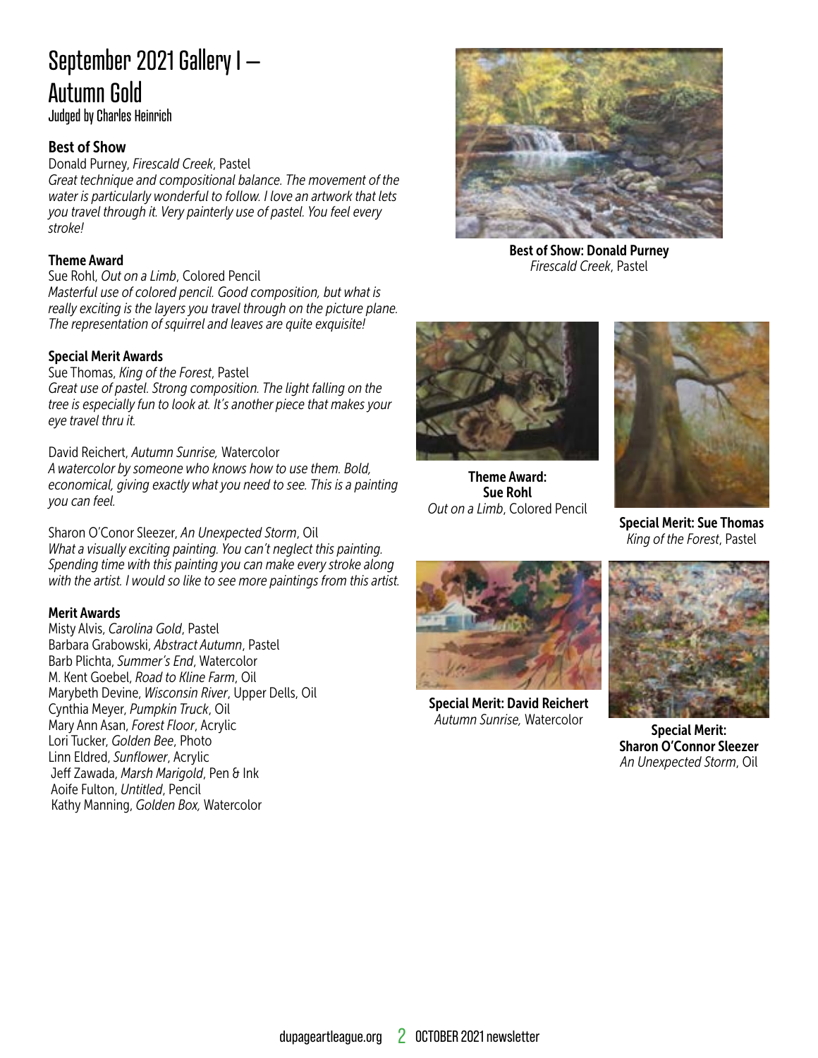# September 2021 Gallery I – Autumn Gold

Judged by Charles Heinrich

**Best of Show**

Donald Purney, *Firescald Creek*, Pastel

*Great technique and compositional balance. The movement of the water is particularly wonderful to follow. I love an artwork that lets you travel through it. Very painterly use of pastel. You feel every stroke!*

**Theme Award**

Sue Rohl, *Out on a Limb*, Colored Pencil

*Masterful use of colored pencil. Good composition, but what is really exciting is the layers you travel through on the picture plane. The representation of squirrel and leaves are quite exquisite!*

**Special Merit Awards**

Sue Thomas, *King of the Forest*, Pastel

*Great use of pastel. Strong composition. The light falling on the tree is especially fun to look at. It's another piece that makes your eye travel thru it.*

David Reichert, *Autumn Sunrise,* Watercolor

*A watercolor by someone who knows how to use them. Bold, economical, giving exactly what you need to see. This is a painting you can feel.*

Sharon O'Conor Sleezer, *An Unexpected Storm*, Oil

*What a visually exciting painting. You can't neglect this painting. Spending time with this painting you can make every stroke along with the artist. I would so like to see more paintings from this artist.*

**Merit Awards**

Misty Alvis, *Carolina Gold*, Pastel
Barbara Grabowski, *Abstract Autumn*, Pastel
Barb Plichta, *Summer's End*, Watercolor
M. Kent Goebel, *Road to Kline Farm*, Oil
Marybeth Devine, *Wisconsin River*, Upper Dells, Oil
Cynthia Meyer, *Pumpkin Truck*, Oil
Mary Ann Asan, *Forest Floor*, Acrylic
Lori Tucker, *Golden Bee*, Photo
Linn Eldred, *Sunflower*, Acrylic
Jeff Zawada, *Marsh Marigold*, Pen & Ink
Aoife Fulton, *Untitled*, Pencil
Kathy Manning, *Golden Box,* Watercolor

**Best of Show: Donald Purney**
*Firescald Creek*, Pastel

**Theme Award: Sue Rohl**
*Out on a Limb*, Colored Pencil

**Special Merit: Sue Thomas**
*King of the Forest*, Pastel

**Special Merit: David Reichert**
*Autumn Sunrise,* Watercolor

**Special Merit: Sharon O'Connor Sleezer**
*An Unexpected Storm*, Oil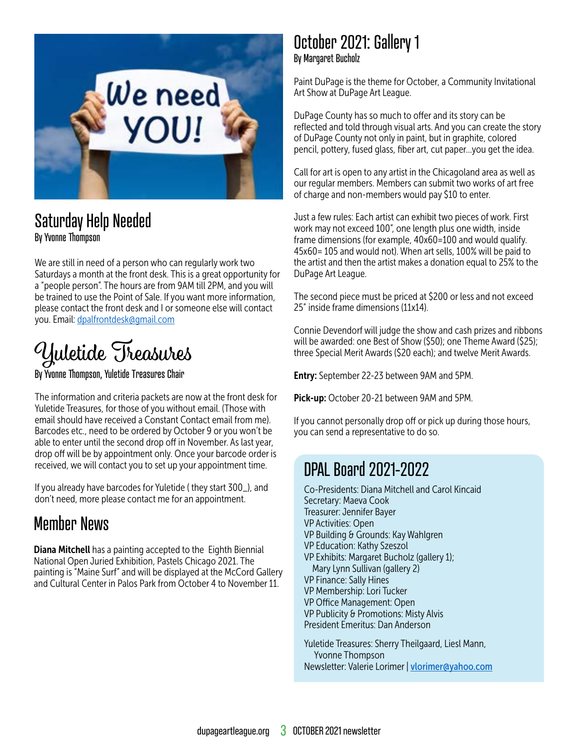## Saturday Help Needed

By Yvonne Thompson

We are still in need of a person who can regularly work two Saturdays a month at the front desk. This is a great opportunity for a "people person". The hours are from 9AM till 2PM, and you will be trained to use the Point of Sale. If you want more information, please contact the front desk and I or someone else will contact you. Email: dpalfrontdesk@gmail.com

## Yuletide Treasures

By Yvonne Thompson, Yuletide Treasures Chair

The information and criteria packets are now at the front desk for Yuletide Treasures, for those of you without email. (Those with email should have received a Constant Contact email from me). Barcodes etc., need to be ordered by October 9 or you won't be able to enter until the second drop off in November. As last year, drop off will be by appointment only. Once your barcode order is received, we will contact you to set up your appointment time.

If you already have barcodes for Yuletide ( they start 300_), and don't need, more please contact me for an appointment.

## Member News

**Diana Mitchell** has a painting accepted to the Eighth Biennial National Open Juried Exhibition, Pastels Chicago 2021. The painting is "Maine Surf" and will be displayed at the McCord Gallery and Cultural Center in Palos Park from October 4 to November 11.

## October 2021: Gallery 1

By Margaret Bucholz

Paint DuPage is the theme for October, a Community Invitational Art Show at DuPage Art League.

DuPage County has so much to offer and its story can be reflected and told through visual arts. And you can create the story of DuPage County not only in paint, but in graphite, colored pencil, pottery, fused glass, fiber art, cut paper...you get the idea.

Call for art is open to any artist in the Chicagoland area as well as our regular members. Members can submit two works of art free of charge and non-members would pay $10 to enter.

Just a few rules: Each artist can exhibit two pieces of work. First work may not exceed 100", one length plus one width, inside frame dimensions (for example, 40x60=100 and would qualify. 45x60= 105 and would not). When art sells, 100% will be paid to the artist and then the artist makes a donation equal to 25% to the DuPage Art League.

The second piece must be priced at $200 or less and not exceed 25" inside frame dimensions (11x14).

Connie Devendorf will judge the show and cash prizes and ribbons will be awarded: one Best of Show ($50); one Theme Award ($25); three Special Merit Awards ($20 each); and twelve Merit Awards.

**Entry:** September 22-23 between 9AM and 5PM.

**Pick-up:** October 20-21 between 9AM and 5PM.

If you cannot personally drop off or pick up during those hours, you can send a representative to do so.

## DPAL Board 2021-2022

Co-Presidents: Diana Mitchell and Carol Kincaid
Secretary: Maeva Cook
Treasurer: Jennifer Bayer
VP Activities: Open
VP Building & Grounds: Kay Wahlgren
VP Education: Kathy Szeszol
VP Exhibits: Margaret Bucholz (gallery 1); Mary Lynn Sullivan (gallery 2)
VP Finance: Sally Hines
VP Membership: Lori Tucker
VP Office Management: Open
VP Publicity & Promotions: Misty Alvis
President Emeritus: Dan Anderson

Yuletide Treasures: Sherry Theilgaard, Liesl Mann, Yvonne Thompson
Newsletter: Valerie Lorimer | vlorimer@yahoo.com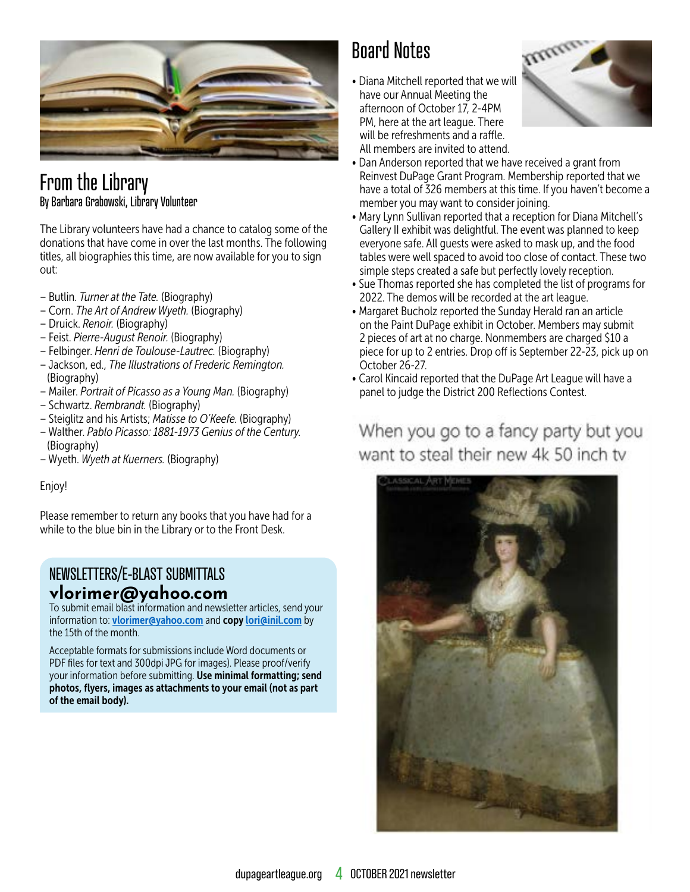## From the Library

By Barbara Grabowski, Library Volunteer

The Library volunteers have had a chance to catalog some of the donations that have come in over the last months. The following titles, all biographies this time, are now available for you to sign out:

- Butlin. *Turner at the Tate.* (Biography)
- Corn. *The Art of Andrew Wyeth.* (Biography)
- Druick. *Renoir.* (Biography)
- Feist. *Pierre-August Renoir.* (Biography)
- Felbinger. *Henri de Toulouse-Lautrec.* (Biography)
- Jackson, ed., *The Illustrations of Frederic Remington.* (Biography)
- Mailer. *Portrait of Picasso as a Young Man.* (Biography)
- Schwartz. *Rembrandt.* (Biography)
- Steiglitz and his Artists; *Matisse to O'Keefe.* (Biography)
- Walther. *Pablo Picasso: 1881-1973 Genius of the Century.* (Biography)
- Wyeth. *Wyeth at Kuerners.* (Biography)

Enjoy!

Please remember to return any books that you have had for a while to the blue bin in the Library or to the Front Desk.

### NEWSLETTERS/E-BLAST SUBMITTALS

**vlorimer@yahoo.com**

To submit email blast information and newsletter articles, send your information to: **vlorimer@yahoo.com** and **copy lori@inil.com** by the 15th of the month.

Acceptable formats for submissions include Word documents or PDF files for text and 300dpi JPG for images). Please proof/verify your information before submitting. **Use minimal formatting; send photos, flyers, images as attachments to your email (not as part of the email body).**

## Board Notes

- Diana Mitchell reported that we will have our Annual Meeting the afternoon of October 17, 2-4PM PM, here at the art league. There will be refreshments and a raffle. All members are invited to attend.
- Dan Anderson reported that we have received a grant from Reinvest DuPage Grant Program. Membership reported that we have a total of 326 members at this time. If you haven't become a member you may want to consider joining.
- Mary Lynn Sullivan reported that a reception for Diana Mitchell's Gallery II exhibit was delightful. The event was planned to keep everyone safe. All guests were asked to mask up, and the food tables were well spaced to avoid too close of contact. These two simple steps created a safe but perfectly lovely reception.
- Sue Thomas reported she has completed the list of programs for 2022. The demos will be recorded at the art league.
- Margaret Bucholz reported the Sunday Herald ran an article on the Paint DuPage exhibit in October. Members may submit 2 pieces of art at no charge. Nonmembers are charged $10 a piece for up to 2 entries. Drop off is September 22-23, pick up on October 26-27.
- Carol Kincaid reported that the DuPage Art League will have a panel to judge the District 200 Reflections Contest.

When you go to a fancy party but you want to steal their new 4k 50 inch tv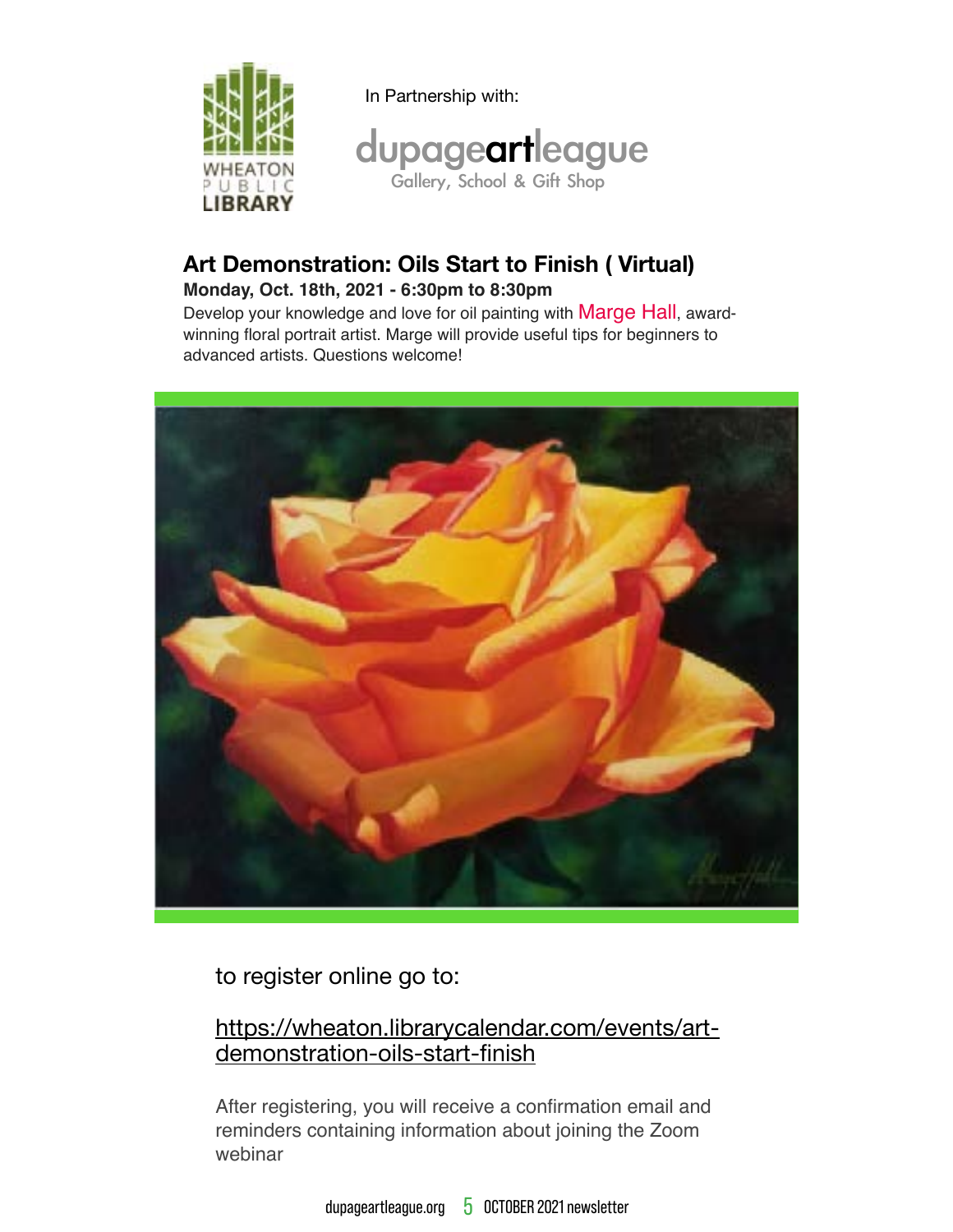In Partnership with:

dupageartleague
Gallery, School & Gift Shop

## Art Demonstration: Oils Start to Finish ( Virtual)

**Monday, Oct. 18th, 2021 - 6:30pm to 8:30pm**

Develop your knowledge and love for oil painting with Marge Hall, award-winning floral portrait artist. Marge will provide useful tips for beginners to advanced artists. Questions welcome!

to register online go to:

https://wheaton.librarycalendar.com/events/art-demonstration-oils-start-finish

After registering, you will receive a confirmation email and reminders containing information about joining the Zoom webinar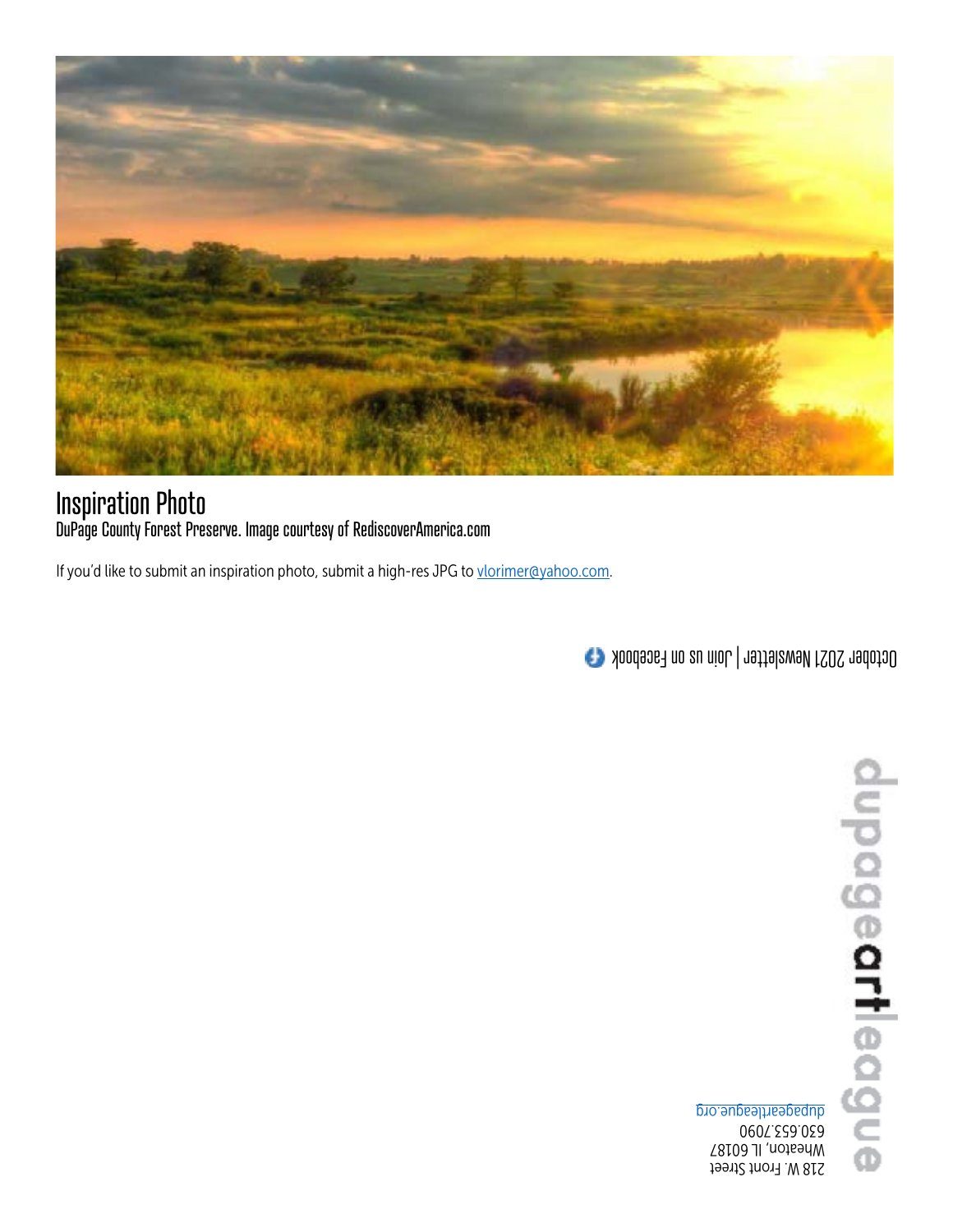## Inspiration Photo

DuPage County Forest Preserve. Image courtesy of RediscoverAmerica.com

If you'd like to submit an inspiration photo, submit a high-res JPG to vlorimer@yahoo.com.

October 2021 Newsletter | Join us on Facebook

dupageartleague

218 W. Front Street
Wheaton, IL 60187
630.653.7090
dupageartleague.org